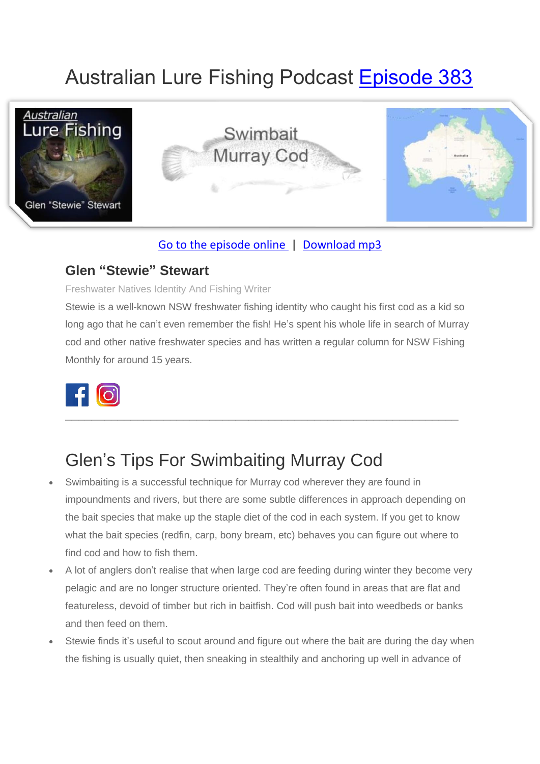# Australian Lure Fishing Podcast Episode 383

Go to the episode online | Download mp3

### Glen "Stewie" Stewart

Freshwater Natives Identity And Fishing Writer

Stewie is a well-known NSW freshwater fishing identity who caught his first cod as a kid so long ago that he can't even remember the fish! He's spent his whole life in search of Murray cod and other native freshwater species and has written a regular column for NSW Fishing Monthly for around 15 years.

---

## Glen's Tips For Swimbaiting Murray Cod

- Swimbaiting is a successful technique for Murray cod wherever they are found in impoundments and rivers, but there are some subtle differences in approach depending on the bait species that make up the staple diet of the cod in each system. If you get to know what the bait species (redfin, carp, bony bream, etc) behaves you can figure out where to find cod and how to fish them.
- A lot of anglers don't realise that when large cod are feeding during winter they become very pelagic and are no longer structure oriented. They're often found in areas that are flat and featureless, devoid of timber but rich in baitfish. Cod will push bait into weedbeds or banks and then feed on them.
- Stewie finds it's useful to scout around and figure out where the bait are during the day when the fishing is usually quiet, then sneaking in stealthily and anchoring up well in advance of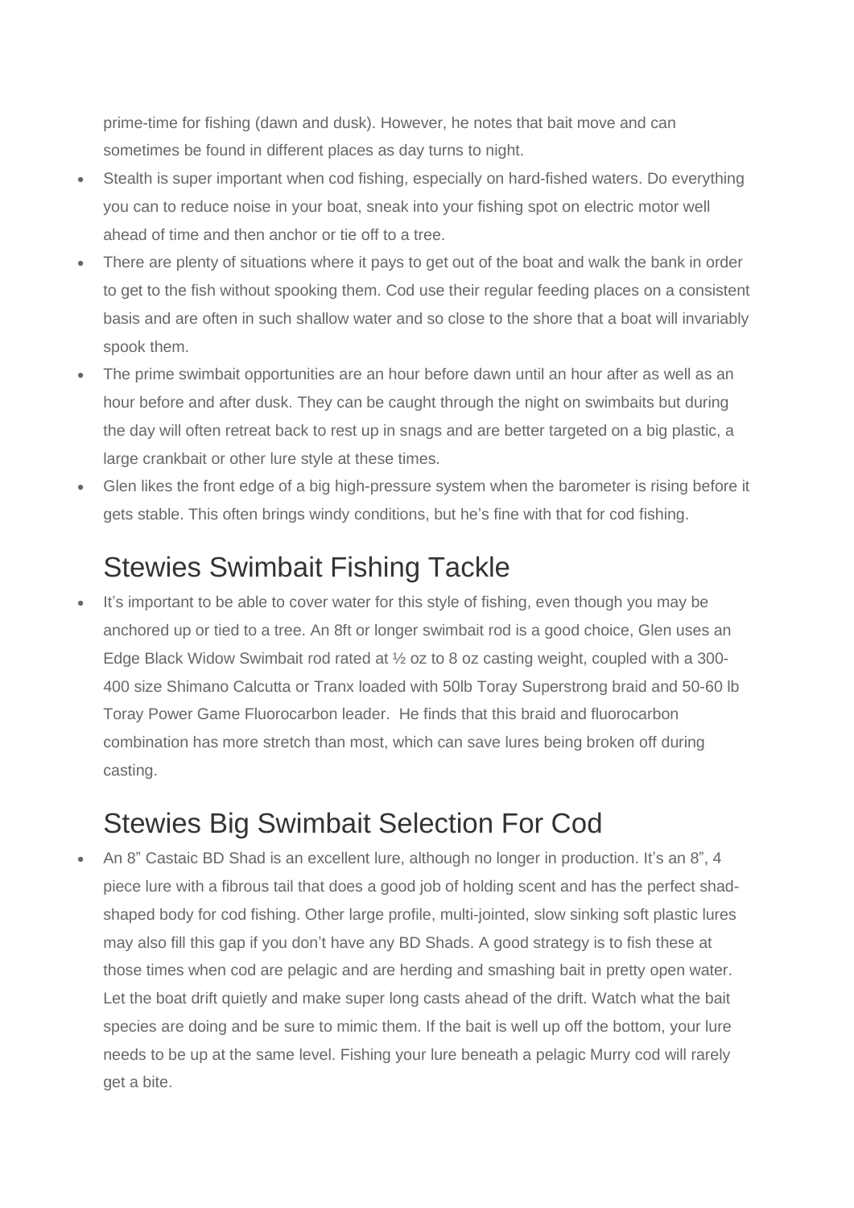prime-time for fishing (dawn and dusk). However, he notes that bait move and can sometimes be found in different places as day turns to night.

- Stealth is super important when cod fishing, especially on hard-fished waters. Do everything you can to reduce noise in your boat, sneak into your fishing spot on electric motor well ahead of time and then anchor or tie off to a tree.
- There are plenty of situations where it pays to get out of the boat and walk the bank in order to get to the fish without spooking them. Cod use their regular feeding places on a consistent basis and are often in such shallow water and so close to the shore that a boat will invariably spook them.
- The prime swimbait opportunities are an hour before dawn until an hour after as well as an hour before and after dusk. They can be caught through the night on swimbaits but during the day will often retreat back to rest up in snags and are better targeted on a big plastic, a large crankbait or other lure style at these times.
- Glen likes the front edge of a big high-pressure system when the barometer is rising before it gets stable. This often brings windy conditions, but he's fine with that for cod fishing.

## Stewies Swimbait Fishing Tackle

- It's important to be able to cover water for this style of fishing, even though you may be anchored up or tied to a tree. An 8ft or longer swimbait rod is a good choice, Glen uses an Edge Black Widow Swimbait rod rated at ½ oz to 8 oz casting weight, coupled with a 300-400 size Shimano Calcutta or Tranx loaded with 50lb Toray Superstrong braid and 50-60 lb Toray Power Game Fluorocarbon leader. He finds that this braid and fluorocarbon combination has more stretch than most, which can save lures being broken off during casting.

## Stewies Big Swimbait Selection For Cod

- An 8" Castaic BD Shad is an excellent lure, although no longer in production. It's an 8", 4 piece lure with a fibrous tail that does a good job of holding scent and has the perfect shad-shaped body for cod fishing. Other large profile, multi-jointed, slow sinking soft plastic lures may also fill this gap if you don't have any BD Shads. A good strategy is to fish these at those times when cod are pelagic and are herding and smashing bait in pretty open water. Let the boat drift quietly and make super long casts ahead of the drift. Watch what the bait species are doing and be sure to mimic them. If the bait is well up off the bottom, your lure needs to be up at the same level. Fishing your lure beneath a pelagic Murry cod will rarely get a bite.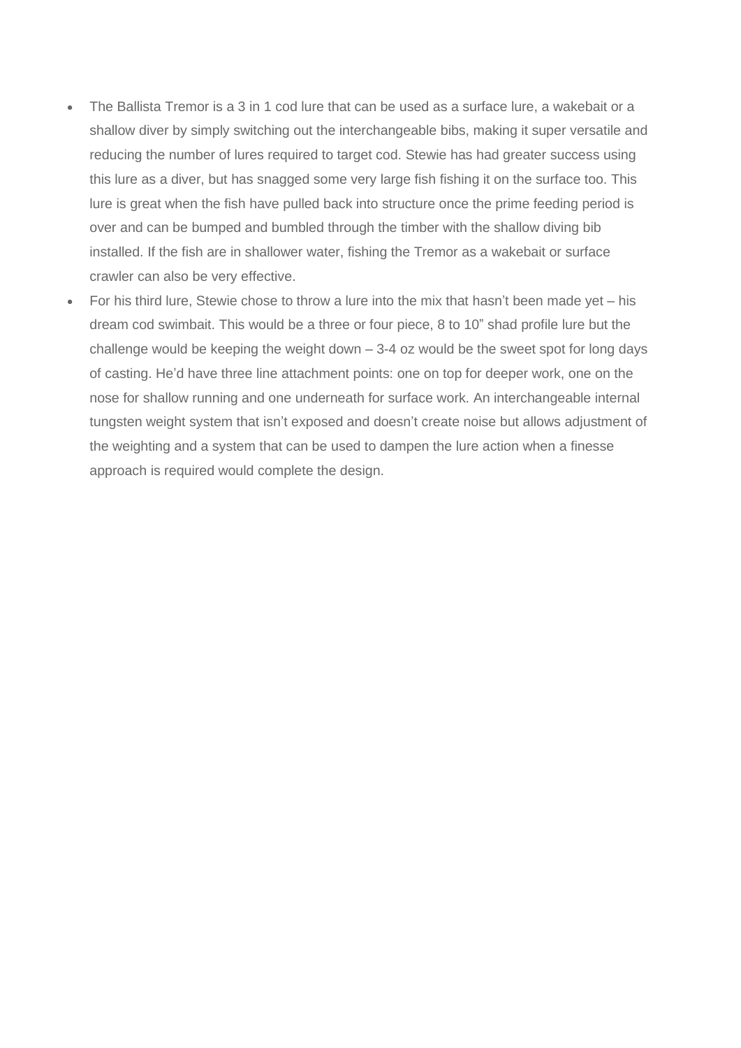- The Ballista Tremor is a 3 in 1 cod lure that can be used as a surface lure, a wakebait or a shallow diver by simply switching out the interchangeable bibs, making it super versatile and reducing the number of lures required to target cod. Stewie has had greater success using this lure as a diver, but has snagged some very large fish fishing it on the surface too. This lure is great when the fish have pulled back into structure once the prime feeding period is over and can be bumped and bumbled through the timber with the shallow diving bib installed. If the fish are in shallower water, fishing the Tremor as a wakebait or surface crawler can also be very effective.
- For his third lure, Stewie chose to throw a lure into the mix that hasn't been made yet – his dream cod swimbait. This would be a three or four piece, 8 to 10" shad profile lure but the challenge would be keeping the weight down – 3-4 oz would be the sweet spot for long days of casting. He'd have three line attachment points: one on top for deeper work, one on the nose for shallow running and one underneath for surface work. An interchangeable internal tungsten weight system that isn't exposed and doesn't create noise but allows adjustment of the weighting and a system that can be used to dampen the lure action when a finesse approach is required would complete the design.